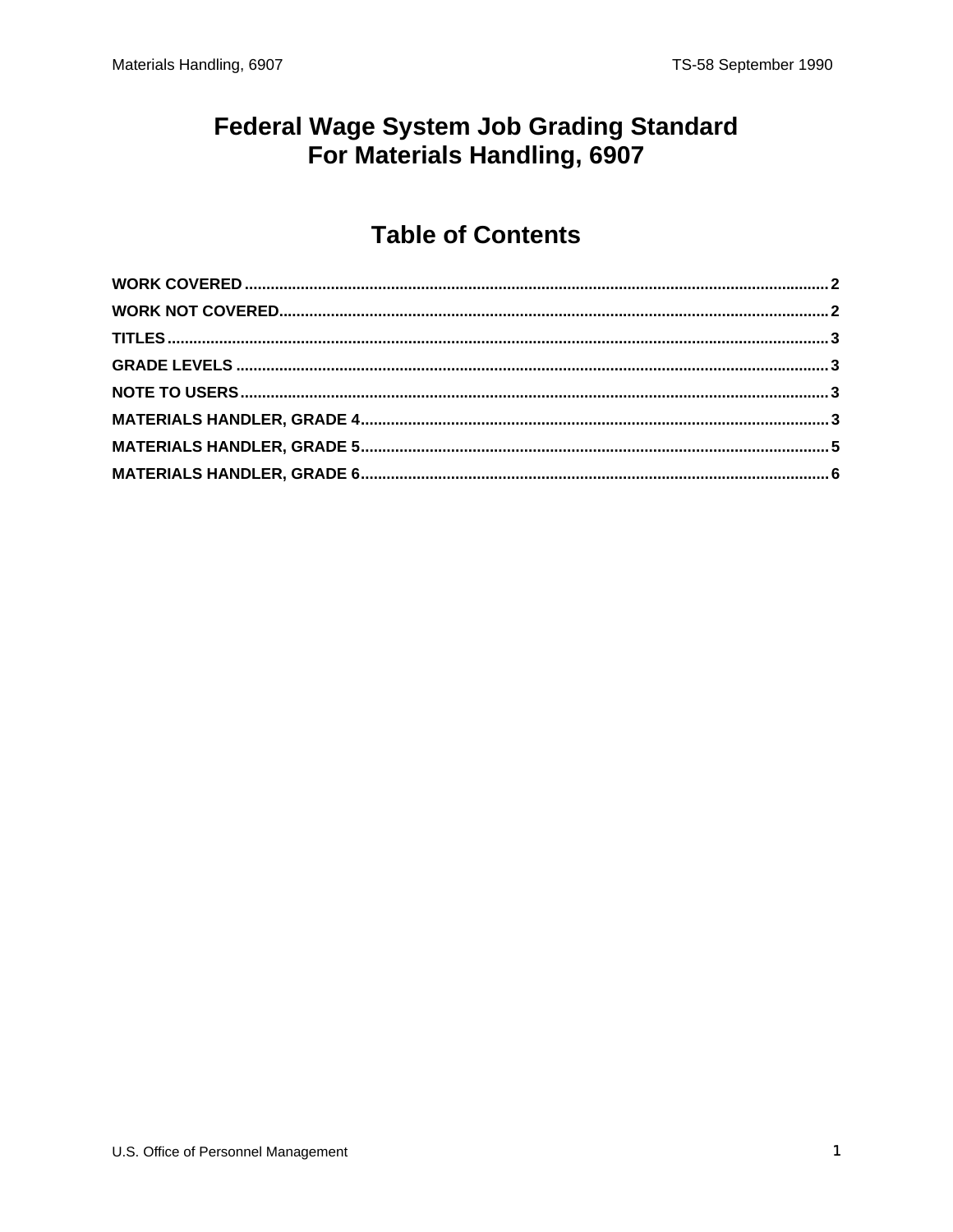# Federal Wage System Job Grading Standard
# For Materials Handling, 6907

## Table of Contents

- WORK COVERED ..... 2
- WORK NOT COVERED ..... 2
- TITLES ..... 3
- GRADE LEVELS ..... 3
- NOTE TO USERS ..... 3
- MATERIALS HANDLER, GRADE 4 ..... 3
- MATERIALS HANDLER, GRADE 5 ..... 5
- MATERIALS HANDLER, GRADE 6 ..... 6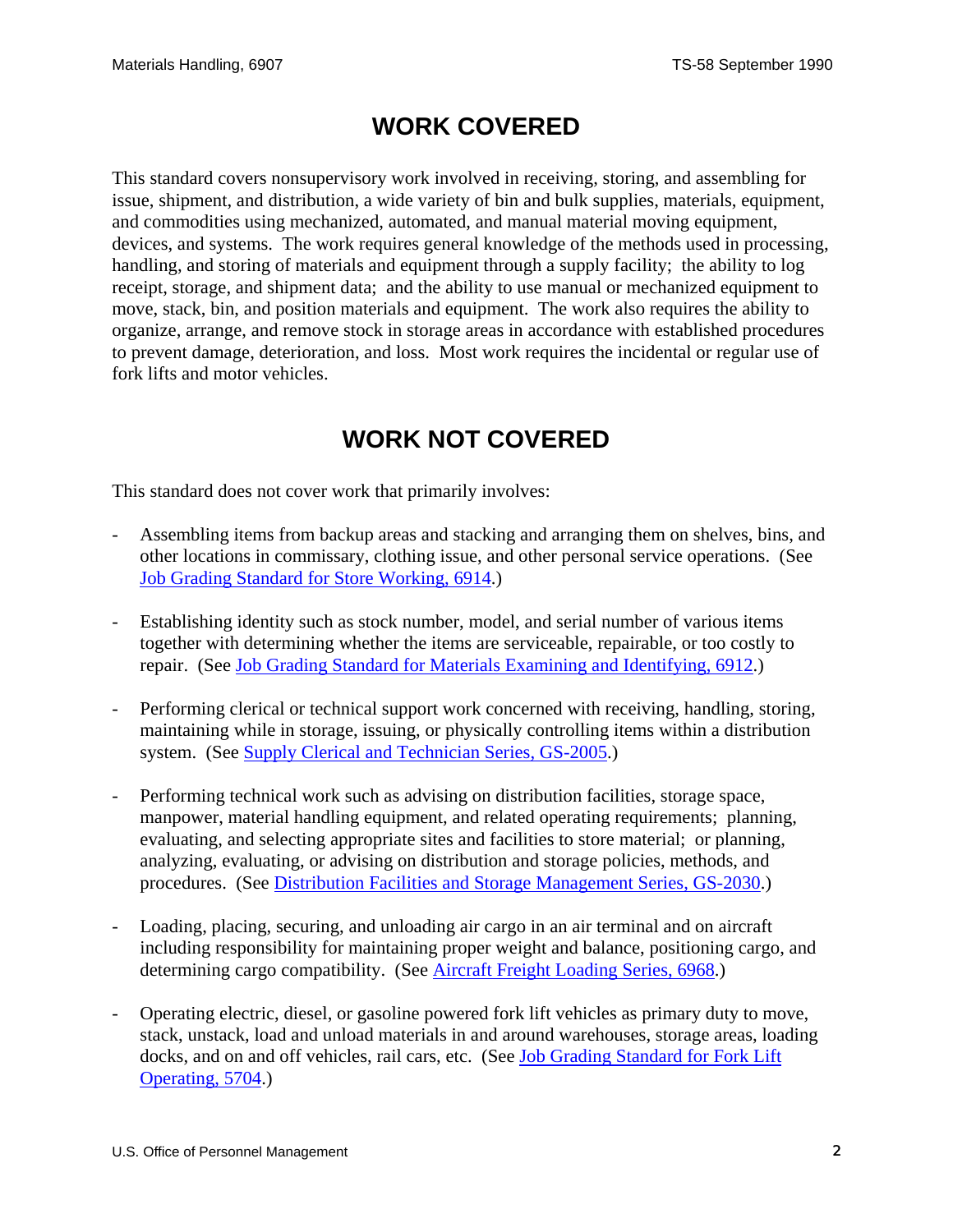# WORK COVERED

This standard covers nonsupervisory work involved in receiving, storing, and assembling for issue, shipment, and distribution, a wide variety of bin and bulk supplies, materials, equipment, and commodities using mechanized, automated, and manual material moving equipment, devices, and systems. The work requires general knowledge of the methods used in processing, handling, and storing of materials and equipment through a supply facility; the ability to log receipt, storage, and shipment data; and the ability to use manual or mechanized equipment to move, stack, bin, and position materials and equipment. The work also requires the ability to organize, arrange, and remove stock in storage areas in accordance with established procedures to prevent damage, deterioration, and loss. Most work requires the incidental or regular use of fork lifts and motor vehicles.

# WORK NOT COVERED

This standard does not cover work that primarily involves:

- Assembling items from backup areas and stacking and arranging them on shelves, bins, and other locations in commissary, clothing issue, and other personal service operations. (See Job Grading Standard for Store Working, 6914.)

- Establishing identity such as stock number, model, and serial number of various items together with determining whether the items are serviceable, repairable, or too costly to repair. (See Job Grading Standard for Materials Examining and Identifying, 6912.)

- Performing clerical or technical support work concerned with receiving, handling, storing, maintaining while in storage, issuing, or physically controlling items within a distribution system. (See Supply Clerical and Technician Series, GS-2005.)

- Performing technical work such as advising on distribution facilities, storage space, manpower, material handling equipment, and related operating requirements; planning, evaluating, and selecting appropriate sites and facilities to store material; or planning, analyzing, evaluating, or advising on distribution and storage policies, methods, and procedures. (See Distribution Facilities and Storage Management Series, GS-2030.)

- Loading, placing, securing, and unloading air cargo in an air terminal and on aircraft including responsibility for maintaining proper weight and balance, positioning cargo, and determining cargo compatibility. (See Aircraft Freight Loading Series, 6968.)

- Operating electric, diesel, or gasoline powered fork lift vehicles as primary duty to move, stack, unstack, load and unload materials in and around warehouses, storage areas, loading docks, and on and off vehicles, rail cars, etc. (See Job Grading Standard for Fork Lift Operating, 5704.)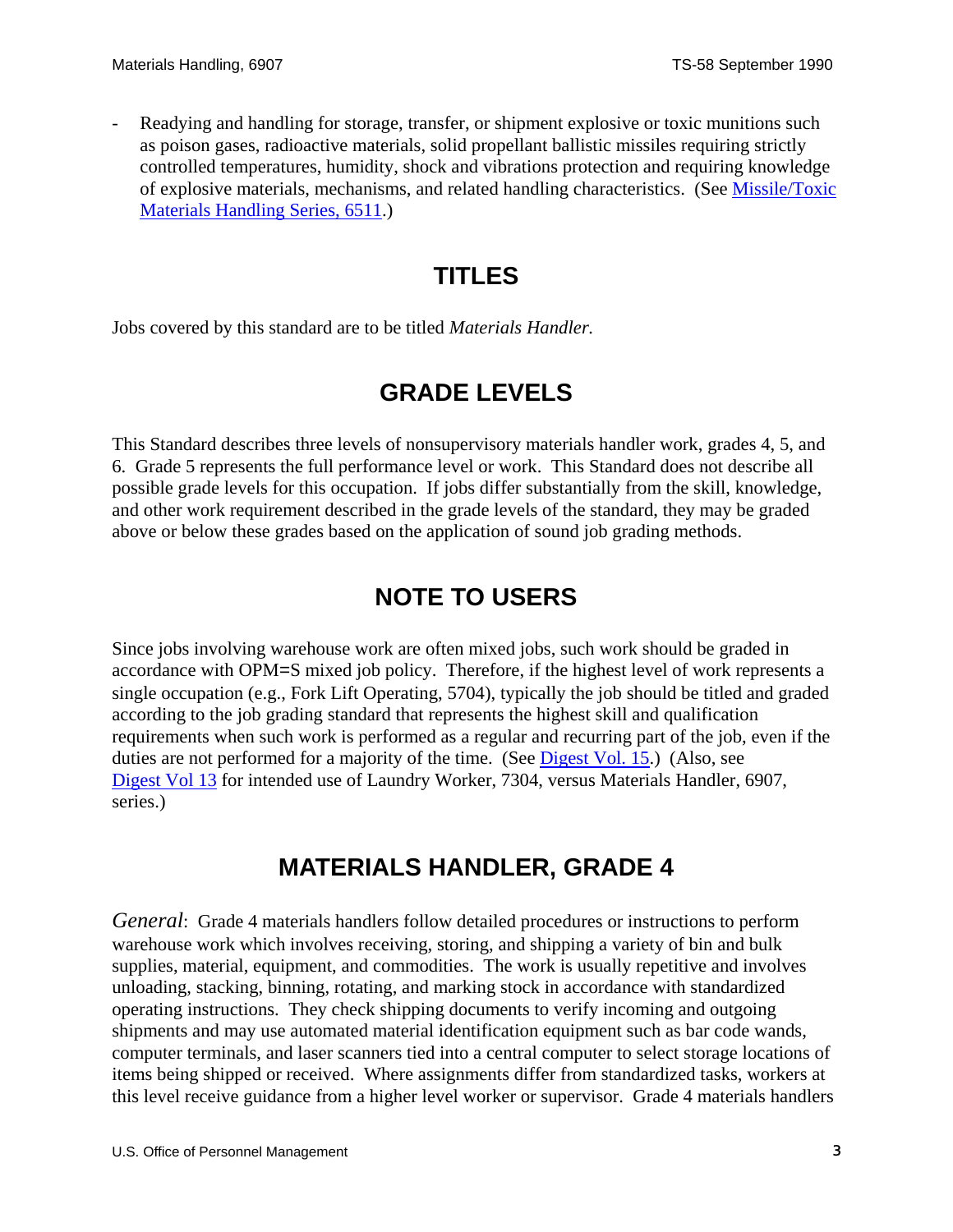- Readying and handling for storage, transfer, or shipment explosive or toxic munitions such as poison gases, radioactive materials, solid propellant ballistic missiles requiring strictly controlled temperatures, humidity, shock and vibrations protection and requiring knowledge of explosive materials, mechanisms, and related handling characteristics. (See Missile/Toxic Materials Handling Series, 6511.)

## TITLES

Jobs covered by this standard are to be titled *Materials Handler.*

## GRADE LEVELS

This Standard describes three levels of nonsupervisory materials handler work, grades 4, 5, and 6. Grade 5 represents the full performance level or work. This Standard does not describe all possible grade levels for this occupation. If jobs differ substantially from the skill, knowledge, and other work requirement described in the grade levels of the standard, they may be graded above or below these grades based on the application of sound job grading methods.

## NOTE TO USERS

Since jobs involving warehouse work are often mixed jobs, such work should be graded in accordance with OPM=S mixed job policy. Therefore, if the highest level of work represents a single occupation (e.g., Fork Lift Operating, 5704), typically the job should be titled and graded according to the job grading standard that represents the highest skill and qualification requirements when such work is performed as a regular and recurring part of the job, even if the duties are not performed for a majority of the time. (See Digest Vol. 15.) (Also, see Digest Vol 13 for intended use of Laundry Worker, 7304, versus Materials Handler, 6907, series.)

## MATERIALS HANDLER, GRADE 4

*General*: Grade 4 materials handlers follow detailed procedures or instructions to perform warehouse work which involves receiving, storing, and shipping a variety of bin and bulk supplies, material, equipment, and commodities. The work is usually repetitive and involves unloading, stacking, binning, rotating, and marking stock in accordance with standardized operating instructions. They check shipping documents to verify incoming and outgoing shipments and may use automated material identification equipment such as bar code wands, computer terminals, and laser scanners tied into a central computer to select storage locations of items being shipped or received. Where assignments differ from standardized tasks, workers at this level receive guidance from a higher level worker or supervisor. Grade 4 materials handlers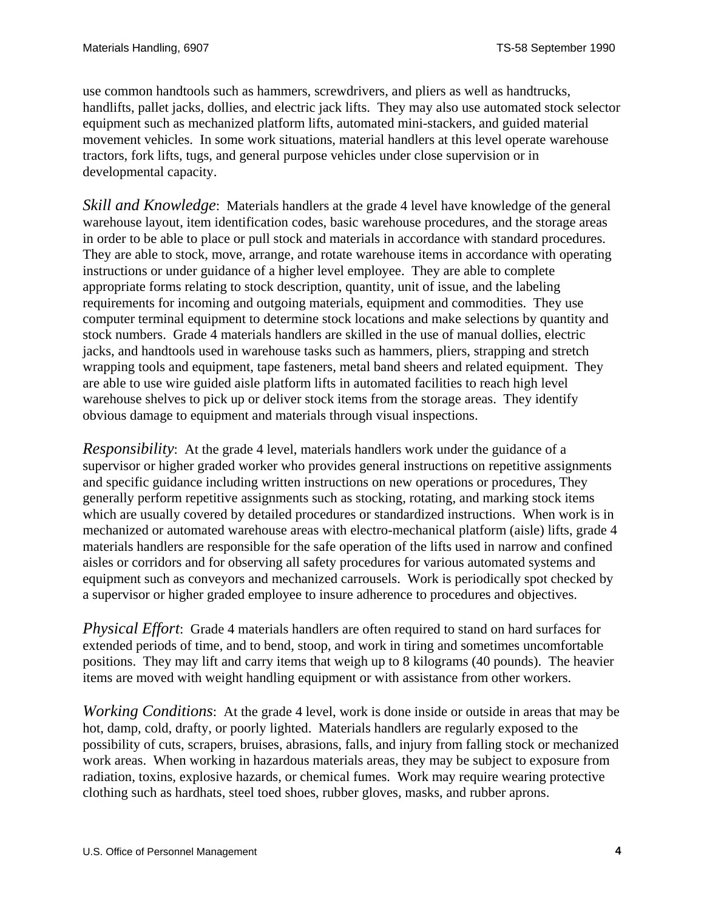use common handtools such as hammers, screwdrivers, and pliers as well as handtrucks, handlifts, pallet jacks, dollies, and electric jack lifts. They may also use automated stock selector equipment such as mechanized platform lifts, automated mini-stackers, and guided material movement vehicles. In some work situations, material handlers at this level operate warehouse tractors, fork lifts, tugs, and general purpose vehicles under close supervision or in developmental capacity.

*Skill and Knowledge*: Materials handlers at the grade 4 level have knowledge of the general warehouse layout, item identification codes, basic warehouse procedures, and the storage areas in order to be able to place or pull stock and materials in accordance with standard procedures. They are able to stock, move, arrange, and rotate warehouse items in accordance with operating instructions or under guidance of a higher level employee. They are able to complete appropriate forms relating to stock description, quantity, unit of issue, and the labeling requirements for incoming and outgoing materials, equipment and commodities. They use computer terminal equipment to determine stock locations and make selections by quantity and stock numbers. Grade 4 materials handlers are skilled in the use of manual dollies, electric jacks, and handtools used in warehouse tasks such as hammers, pliers, strapping and stretch wrapping tools and equipment, tape fasteners, metal band sheers and related equipment. They are able to use wire guided aisle platform lifts in automated facilities to reach high level warehouse shelves to pick up or deliver stock items from the storage areas. They identify obvious damage to equipment and materials through visual inspections.

*Responsibility*: At the grade 4 level, materials handlers work under the guidance of a supervisor or higher graded worker who provides general instructions on repetitive assignments and specific guidance including written instructions on new operations or procedures, They generally perform repetitive assignments such as stocking, rotating, and marking stock items which are usually covered by detailed procedures or standardized instructions. When work is in mechanized or automated warehouse areas with electro-mechanical platform (aisle) lifts, grade 4 materials handlers are responsible for the safe operation of the lifts used in narrow and confined aisles or corridors and for observing all safety procedures for various automated systems and equipment such as conveyors and mechanized carrousels. Work is periodically spot checked by a supervisor or higher graded employee to insure adherence to procedures and objectives.

*Physical Effort*: Grade 4 materials handlers are often required to stand on hard surfaces for extended periods of time, and to bend, stoop, and work in tiring and sometimes uncomfortable positions. They may lift and carry items that weigh up to 8 kilograms (40 pounds). The heavier items are moved with weight handling equipment or with assistance from other workers.

*Working Conditions*: At the grade 4 level, work is done inside or outside in areas that may be hot, damp, cold, drafty, or poorly lighted. Materials handlers are regularly exposed to the possibility of cuts, scrapers, bruises, abrasions, falls, and injury from falling stock or mechanized work areas. When working in hazardous materials areas, they may be subject to exposure from radiation, toxins, explosive hazards, or chemical fumes. Work may require wearing protective clothing such as hardhats, steel toed shoes, rubber gloves, masks, and rubber aprons.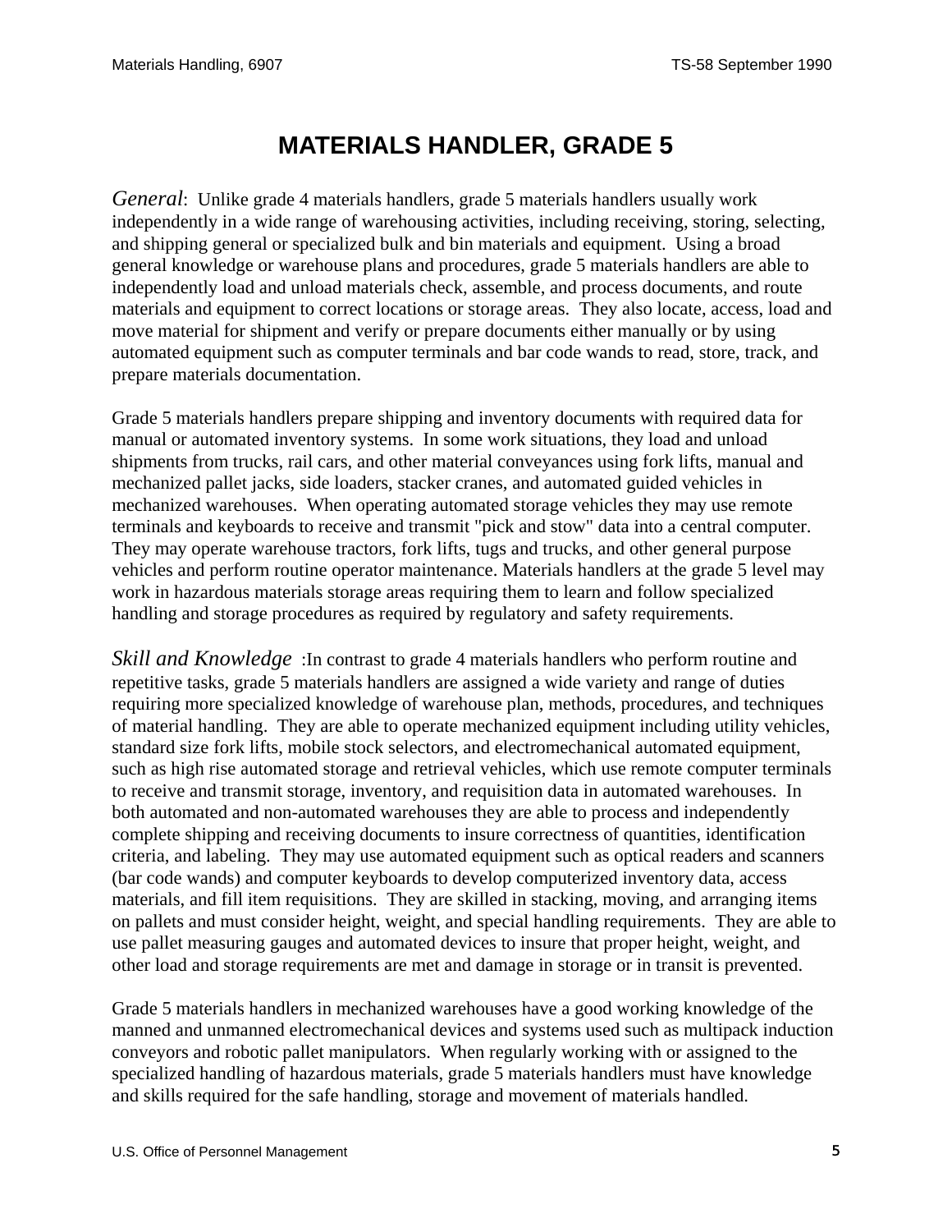# MATERIALS HANDLER, GRADE 5

*General*: Unlike grade 4 materials handlers, grade 5 materials handlers usually work independently in a wide range of warehousing activities, including receiving, storing, selecting, and shipping general or specialized bulk and bin materials and equipment. Using a broad general knowledge or warehouse plans and procedures, grade 5 materials handlers are able to independently load and unload materials check, assemble, and process documents, and route materials and equipment to correct locations or storage areas. They also locate, access, load and move material for shipment and verify or prepare documents either manually or by using automated equipment such as computer terminals and bar code wands to read, store, track, and prepare materials documentation.

Grade 5 materials handlers prepare shipping and inventory documents with required data for manual or automated inventory systems. In some work situations, they load and unload shipments from trucks, rail cars, and other material conveyances using fork lifts, manual and mechanized pallet jacks, side loaders, stacker cranes, and automated guided vehicles in mechanized warehouses. When operating automated storage vehicles they may use remote terminals and keyboards to receive and transmit "pick and stow" data into a central computer. They may operate warehouse tractors, fork lifts, tugs and trucks, and other general purpose vehicles and perform routine operator maintenance. Materials handlers at the grade 5 level may work in hazardous materials storage areas requiring them to learn and follow specialized handling and storage procedures as required by regulatory and safety requirements.

*Skill and Knowledge* :In contrast to grade 4 materials handlers who perform routine and repetitive tasks, grade 5 materials handlers are assigned a wide variety and range of duties requiring more specialized knowledge of warehouse plan, methods, procedures, and techniques of material handling. They are able to operate mechanized equipment including utility vehicles, standard size fork lifts, mobile stock selectors, and electromechanical automated equipment, such as high rise automated storage and retrieval vehicles, which use remote computer terminals to receive and transmit storage, inventory, and requisition data in automated warehouses. In both automated and non-automated warehouses they are able to process and independently complete shipping and receiving documents to insure correctness of quantities, identification criteria, and labeling. They may use automated equipment such as optical readers and scanners (bar code wands) and computer keyboards to develop computerized inventory data, access materials, and fill item requisitions. They are skilled in stacking, moving, and arranging items on pallets and must consider height, weight, and special handling requirements. They are able to use pallet measuring gauges and automated devices to insure that proper height, weight, and other load and storage requirements are met and damage in storage or in transit is prevented.

Grade 5 materials handlers in mechanized warehouses have a good working knowledge of the manned and unmanned electromechanical devices and systems used such as multipack induction conveyors and robotic pallet manipulators. When regularly working with or assigned to the specialized handling of hazardous materials, grade 5 materials handlers must have knowledge and skills required for the safe handling, storage and movement of materials handled.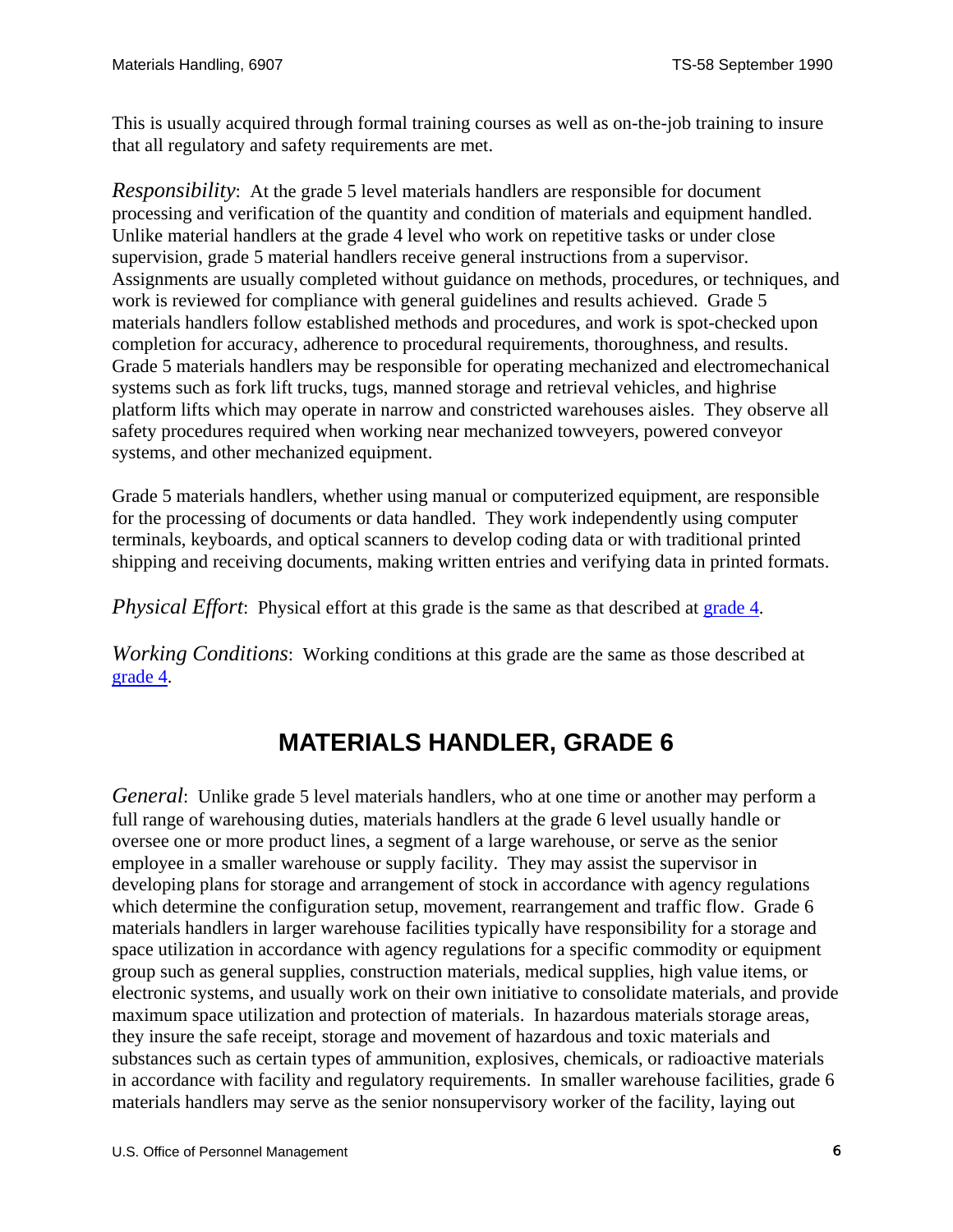This is usually acquired through formal training courses as well as on-the-job training to insure that all regulatory and safety requirements are met.

*Responsibility*: At the grade 5 level materials handlers are responsible for document processing and verification of the quantity and condition of materials and equipment handled. Unlike material handlers at the grade 4 level who work on repetitive tasks or under close supervision, grade 5 material handlers receive general instructions from a supervisor. Assignments are usually completed without guidance on methods, procedures, or techniques, and work is reviewed for compliance with general guidelines and results achieved. Grade 5 materials handlers follow established methods and procedures, and work is spot-checked upon completion for accuracy, adherence to procedural requirements, thoroughness, and results. Grade 5 materials handlers may be responsible for operating mechanized and electromechanical systems such as fork lift trucks, tugs, manned storage and retrieval vehicles, and highrise platform lifts which may operate in narrow and constricted warehouses aisles. They observe all safety procedures required when working near mechanized towveyers, powered conveyor systems, and other mechanized equipment.

Grade 5 materials handlers, whether using manual or computerized equipment, are responsible for the processing of documents or data handled. They work independently using computer terminals, keyboards, and optical scanners to develop coding data or with traditional printed shipping and receiving documents, making written entries and verifying data in printed formats.

*Physical Effort*: Physical effort at this grade is the same as that described at grade 4.

*Working Conditions*: Working conditions at this grade are the same as those described at grade 4.

## MATERIALS HANDLER, GRADE 6

*General*: Unlike grade 5 level materials handlers, who at one time or another may perform a full range of warehousing duties, materials handlers at the grade 6 level usually handle or oversee one or more product lines, a segment of a large warehouse, or serve as the senior employee in a smaller warehouse or supply facility. They may assist the supervisor in developing plans for storage and arrangement of stock in accordance with agency regulations which determine the configuration setup, movement, rearrangement and traffic flow. Grade 6 materials handlers in larger warehouse facilities typically have responsibility for a storage and space utilization in accordance with agency regulations for a specific commodity or equipment group such as general supplies, construction materials, medical supplies, high value items, or electronic systems, and usually work on their own initiative to consolidate materials, and provide maximum space utilization and protection of materials. In hazardous materials storage areas, they insure the safe receipt, storage and movement of hazardous and toxic materials and substances such as certain types of ammunition, explosives, chemicals, or radioactive materials in accordance with facility and regulatory requirements. In smaller warehouse facilities, grade 6 materials handlers may serve as the senior nonsupervisory worker of the facility, laying out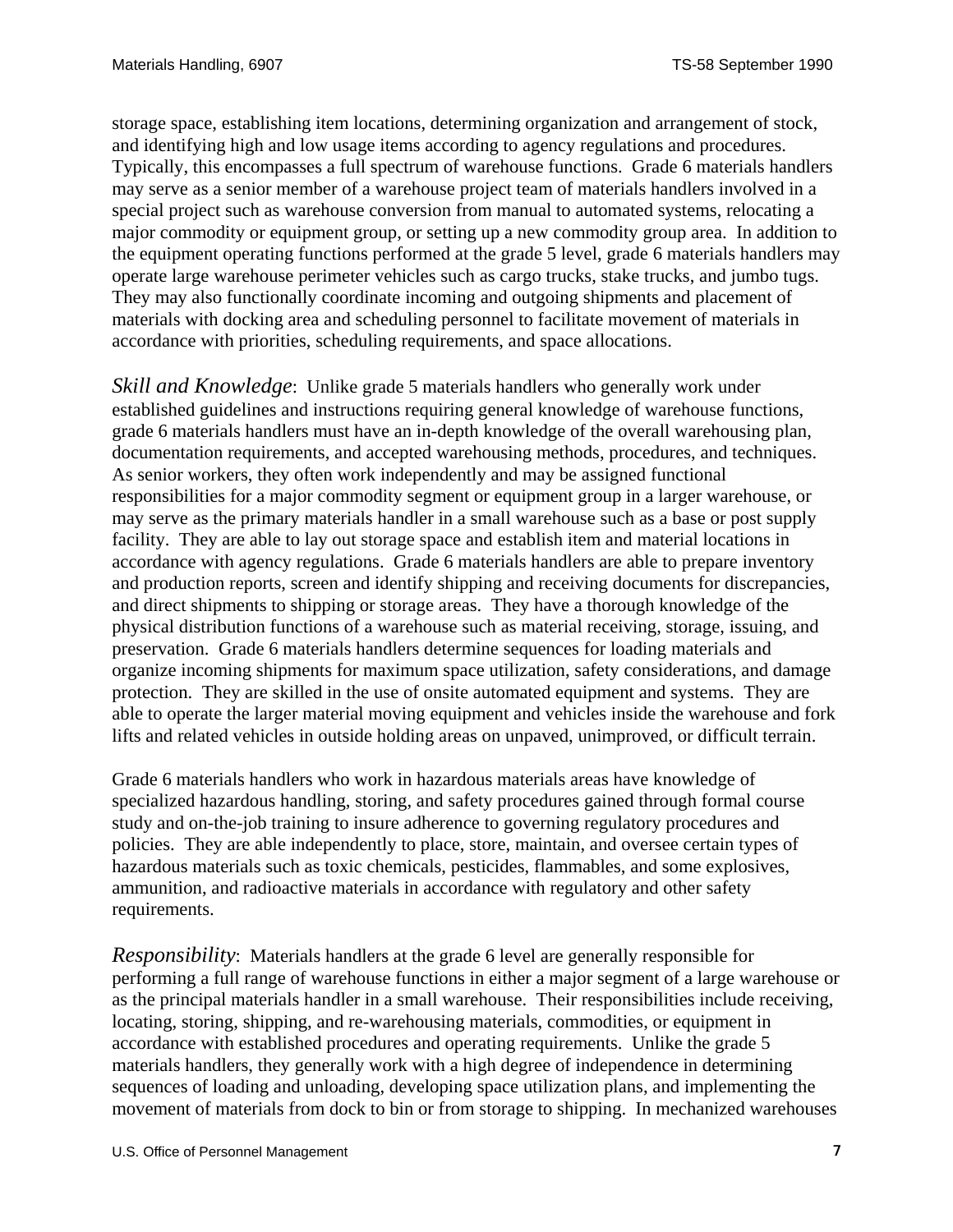storage space, establishing item locations, determining organization and arrangement of stock, and identifying high and low usage items according to agency regulations and procedures. Typically, this encompasses a full spectrum of warehouse functions. Grade 6 materials handlers may serve as a senior member of a warehouse project team of materials handlers involved in a special project such as warehouse conversion from manual to automated systems, relocating a major commodity or equipment group, or setting up a new commodity group area. In addition to the equipment operating functions performed at the grade 5 level, grade 6 materials handlers may operate large warehouse perimeter vehicles such as cargo trucks, stake trucks, and jumbo tugs. They may also functionally coordinate incoming and outgoing shipments and placement of materials with docking area and scheduling personnel to facilitate movement of materials in accordance with priorities, scheduling requirements, and space allocations.

*Skill and Knowledge*: Unlike grade 5 materials handlers who generally work under established guidelines and instructions requiring general knowledge of warehouse functions, grade 6 materials handlers must have an in-depth knowledge of the overall warehousing plan, documentation requirements, and accepted warehousing methods, procedures, and techniques. As senior workers, they often work independently and may be assigned functional responsibilities for a major commodity segment or equipment group in a larger warehouse, or may serve as the primary materials handler in a small warehouse such as a base or post supply facility. They are able to lay out storage space and establish item and material locations in accordance with agency regulations. Grade 6 materials handlers are able to prepare inventory and production reports, screen and identify shipping and receiving documents for discrepancies, and direct shipments to shipping or storage areas. They have a thorough knowledge of the physical distribution functions of a warehouse such as material receiving, storage, issuing, and preservation. Grade 6 materials handlers determine sequences for loading materials and organize incoming shipments for maximum space utilization, safety considerations, and damage protection. They are skilled in the use of onsite automated equipment and systems. They are able to operate the larger material moving equipment and vehicles inside the warehouse and fork lifts and related vehicles in outside holding areas on unpaved, unimproved, or difficult terrain.

Grade 6 materials handlers who work in hazardous materials areas have knowledge of specialized hazardous handling, storing, and safety procedures gained through formal course study and on-the-job training to insure adherence to governing regulatory procedures and policies. They are able independently to place, store, maintain, and oversee certain types of hazardous materials such as toxic chemicals, pesticides, flammables, and some explosives, ammunition, and radioactive materials in accordance with regulatory and other safety requirements.

*Responsibility*: Materials handlers at the grade 6 level are generally responsible for performing a full range of warehouse functions in either a major segment of a large warehouse or as the principal materials handler in a small warehouse. Their responsibilities include receiving, locating, storing, shipping, and re-warehousing materials, commodities, or equipment in accordance with established procedures and operating requirements. Unlike the grade 5 materials handlers, they generally work with a high degree of independence in determining sequences of loading and unloading, developing space utilization plans, and implementing the movement of materials from dock to bin or from storage to shipping. In mechanized warehouses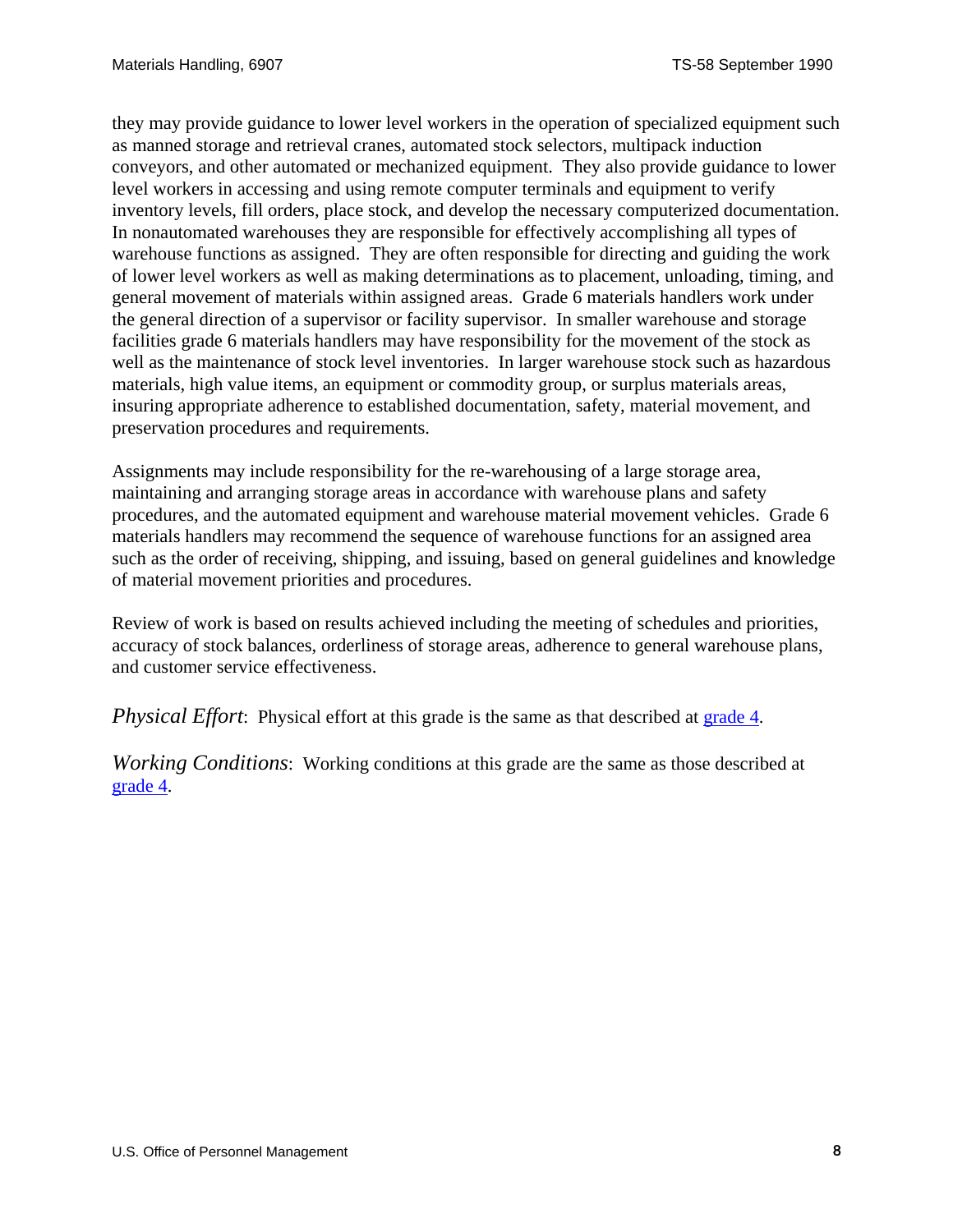they may provide guidance to lower level workers in the operation of specialized equipment such as manned storage and retrieval cranes, automated stock selectors, multipack induction conveyors, and other automated or mechanized equipment. They also provide guidance to lower level workers in accessing and using remote computer terminals and equipment to verify inventory levels, fill orders, place stock, and develop the necessary computerized documentation. In nonautomated warehouses they are responsible for effectively accomplishing all types of warehouse functions as assigned. They are often responsible for directing and guiding the work of lower level workers as well as making determinations as to placement, unloading, timing, and general movement of materials within assigned areas. Grade 6 materials handlers work under the general direction of a supervisor or facility supervisor. In smaller warehouse and storage facilities grade 6 materials handlers may have responsibility for the movement of the stock as well as the maintenance of stock level inventories. In larger warehouse stock such as hazardous materials, high value items, an equipment or commodity group, or surplus materials areas, insuring appropriate adherence to established documentation, safety, material movement, and preservation procedures and requirements.

Assignments may include responsibility for the re-warehousing of a large storage area, maintaining and arranging storage areas in accordance with warehouse plans and safety procedures, and the automated equipment and warehouse material movement vehicles. Grade 6 materials handlers may recommend the sequence of warehouse functions for an assigned area such as the order of receiving, shipping, and issuing, based on general guidelines and knowledge of material movement priorities and procedures.

Review of work is based on results achieved including the meeting of schedules and priorities, accuracy of stock balances, orderliness of storage areas, adherence to general warehouse plans, and customer service effectiveness.

*Physical Effort*: Physical effort at this grade is the same as that described at grade 4.

*Working Conditions*: Working conditions at this grade are the same as those described at grade 4.